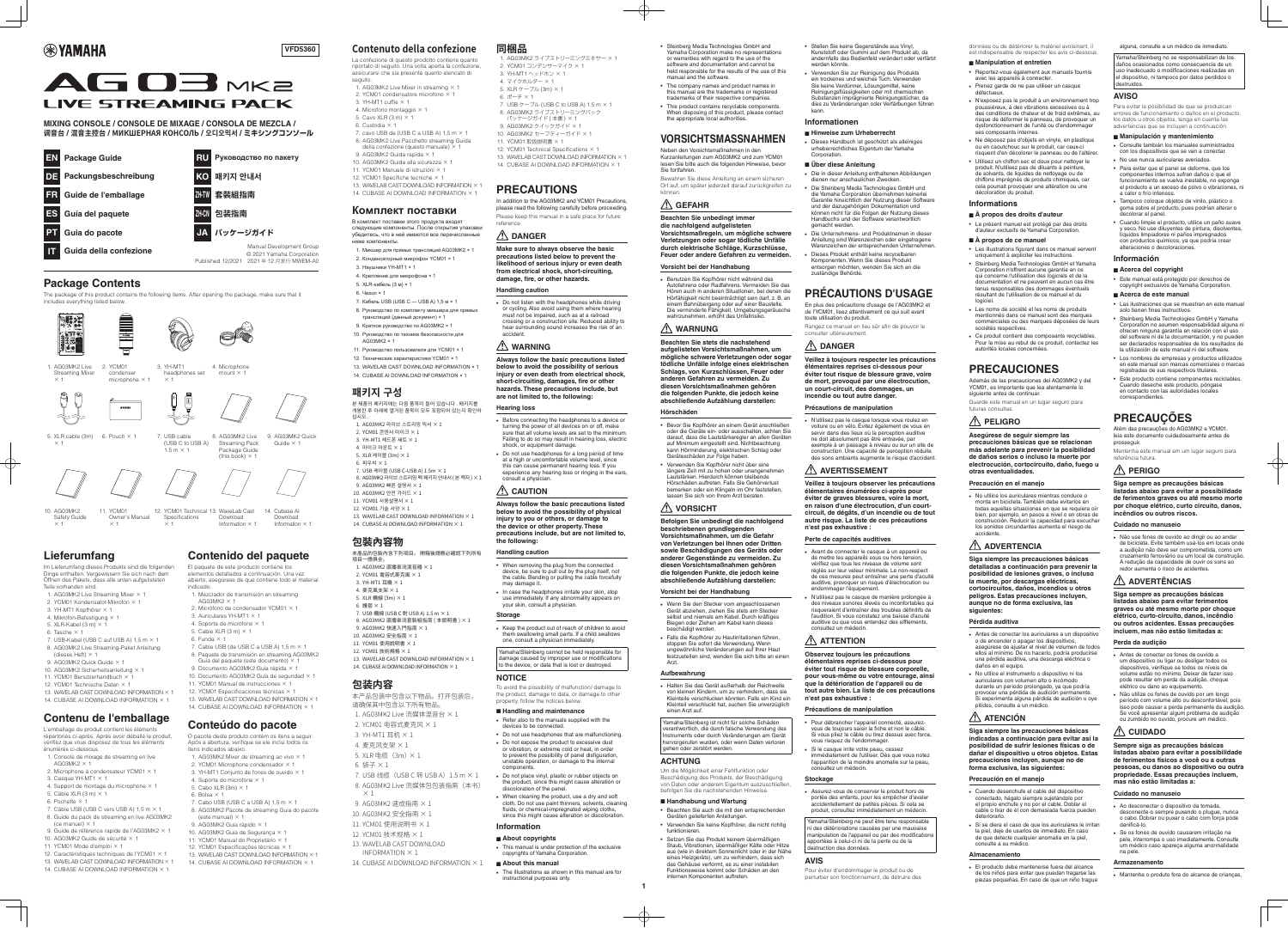# YAMAHA

VFD5360

# AG03 MK2 LIVE STREAMING PACK

**MIXING CONSOLE / CONSOLE DE MIXAGE / CONSOLA DE MEZCLA / 调音台 / 混音主控台 / МИКШЕРНАЯ КОНСОЛЬ / 오디오믹서 / ミキシングコンソール**

- **EN** Package Guide
- **DE** Packungsbeschreibung
- **FR** Guide de l'emballage
- **ES** Guía del paquete
- **PT** Guia do pacote
- **IT** Guida della confezione
- **RU** Руководство по пакету
- **KO** 패키지 안내서
- **ZH-TW** 套裝組指南
- **ZH-CN** 包装指南
- **JA** パッケージガイド

Manual Development Group
© 2021 Yamaha Corporation
Published 12/2021 2021年12月発行 MWEM-A0

## Package Contents

The package of this product contains the following items. After opening the package, make sure that it includes everything listed below.

1. AG03MK2 Live Streaming Mixer × 1
2. YCM01 condenser microphone × 1
3. YH-MT1 headphones set × 1
4. Microphone mount × 1
5. XLR cable (3m) × 1
6. Pouch × 1
7. USB cable (USB C to USB A) 1.5 m × 1
8. AG03MK2 Live Streaming Pack Package Guide (this book) × 1
9. AG03MK2 Quick Guide × 1
10. AG03MK2 Safety Guide × 1
11. YCM01 Owner's Manual × 1
12. YCM01 Technical Specifications × 1
13. WaveLab Cast Download Information × 1
14. Cubase AI Download Information × 1

## Lieferumfang

Im Lieferumfang dieses Produkts sind die folgenden Dinge enthalten. Vergewissern Sie sich nach dem Öffnen des Pakets, dass alle unten aufgelisteten Teile vorhanden sind.

1. AG03MK2 Live Streaming Mixer × 1
2. YCM01 Kondensator-Mikrofon × 1
3. YH-MT1 Kopfhörer × 1
4. Mikrofon-Befestigung × 1
5. XLR-Kabel (3 m) × 1
6. Tasche × 1
7. USB-Kabel (USB C auf USB A) 1,5 m × 1
8. AG03MK2 Live Streaming-Paket Anleitung (dieses Heft) × 1
9. AG03MK2 Quick Guide × 1
10. AG03MK2 Sicherheitsanleitung × 1
11. YCM01 Benutzerhandbuch × 1
12. YCM01 Technische Daten × 1
13. WAVELAB CAST DOWNLOAD INFORMATION × 1
14. CUBASE AI DOWNLOAD INFORMATION × 1

## Contenu de l'emballage

L'emballage du produit contient les éléments répertoriés ci-après. Après avoir déballé le produit, vérifiez que vous disposez de tous les éléments énumérés ci-dessous.

1. Console de mixage de streaming en live AG03MK2 × 1
2. Microphone à condensateur YCM01 × 1
3. Casque YH-MT1 × 1
4. Support de montage du microphone × 1
5. Câble XLR (3 m) × 1
6. Pochette × 1
7. Câble USB (USB C vers USB A) 1,5 m × 1
8. Guide du pack de streaming en live AG03MK2 (ce manuel) × 1
9. Guide de référence rapide de l'AG03MK2 × 1
10. AG03MK2 Guide de sécurité × 1
11. YCM01 Mode d'emploi × 1
12. Caractéristiques techniques de l'YCM01 × 1
13. WAVELAB CAST DOWNLOAD INFORMATION × 1
14. CUBASE AI DOWNLOAD INFORMATION × 1

## Contenido del paquete

El paquete de este producto contiene los elementos detallados a continuación. Una vez abierto, asegúrese de que contiene todo el material indicado.

1. Mezclador de transmisión en streaming AG03MK2 × 1
2. Micrófono de condensador YCM01 × 1
3. Auriculares YH-MT1 × 1
4. Soporte de micrófono × 1
5. Cable XLR (3 m) × 1
6. Funda × 1
7. Cable USB (de USB C a USB A) 1,5 m × 1
8. Paquete de transmisión en streaming AG03MK2 Guía del paquete (este documento) × 1
9. Documento AG03MK2 Guía rápida × 1
10. Documento AG03MK2 Guía de seguridad × 1
11. YCM01 Manual de instrucciones × 1
12. YCM01 Especificaciones técnicas × 1
13. WAVELAB CAST DOWNLOAD INFORMATION × 1
14. CUBASE AI DOWNLOAD INFORMATION × 1

## Conteúdo do pacote

O pacote deste produto contém os itens a seguir. Após a abertura, verifique se ele inclui todos os itens indicados abaixo.

1. AG03MK2 Mixer de streaming ao vivo × 1
2. YCM01 Microphone condensador × 1
3. YH-MT1 Conjunto de fones de ouvido × 1
4. Suporte do microfone × 1
5. Cabo XLR (3m) × 1
6. Bolsa × 1
7. Cabo USB (USB C a USB A) 1,5 m × 1
8. AG03MK2 Pacote de streaming Guia do pacote (este manual) × 1
9. AG03MK2 Guia rápido × 1
10. AG03MK2 Guia de Segurança × 1
11. YCM01 Manual do Proprietário × 1
12. YCM01 Especificações técnicas × 1
13. WAVELAB CAST DOWNLOAD INFORMATION × 1
14. CUBASE AI DOWNLOAD INFORMATION × 1

## Contenuto della confezione

La confezione di questo prodotto contiene quanto riportato di seguito. Una volta aperta la confezione, assicurarsi che sia presente quanto elencato di seguito.

1. AG03MK2 Live Mixer in streaming × 1
2. YCM01 condenser microfono × 1
3. YH-MT1 cuffie × 1
4. Microfono montaggio × 1
5. Cavo XLR (3 m) × 1
6. Custodia × 1
7. cavo USB da (USB C a USB A) 1,5 m × 1
8. AG03MK2 Live Pacchetto streaming Guida della confezione (questo manuale) × 1
9. AG03MK2 Guida rapida × 1
10. AG03MK2 Guida alla sicurezza × 1
11. YCM01 Manuale di istruzioni × 1
12. YCM01 Specifiche tecniche × 1
13. WAVELAB CAST DOWNLOAD INFORMATION × 1
14. CUBASE AI DOWNLOAD INFORMATION × 1

## Комплект поставки

В комплект поставки этого продукта входят следующие компоненты. После открытия упаковки убедитесь, что в ней имеются все перечисленные ниже компоненты.

1. Микшер для прямых трансляций AG03MK2 × 1
2. Конденсаторный микрофон YCM01 × 1
3. Наушники YH-MT1 × 1
4. Крепление для микрофона × 1
5. XLR-кабель (3 м) × 1
6. Чехол × 1
7. Кабель USB (USB C — USB A) 1,5 м × 1
8. Руководство по комплекту микшера для прямых трансляций (данный документ) × 1
9. Краткое руководство по AG03MK2 × 1
10. Руководство по технике безопасности для AG03MK2 × 1
11. Руководство пользователя для YCM01 × 1
12. Технические характеристики YCM01 × 1
13. WAVELAB CAST DOWNLOAD INFORMATION × 1
14. CUBASE AI DOWNLOAD INFORMATION × 1

## 패키지 구성

본 제품의 패키지에는 다음 품목이 들어 있습니다. 패키지를 개봉한 후 아래에 열거된 품목이 모두 포함되어 있는지 확인하십시오.

1. AG03MK2 라이브 스트리밍 믹서 × 1
2. YCM01 콘덴서 마이크 × 1
3. YH-MT1 헤드폰 세트 × 1
4. 마이크 마운트 × 1
5. XLR 케이블 (3m) × 1
6. 파우치 × 1
7. USB 케이블 (USB C-USB A) 1.5m × 1
8. AG03MK2 라이브 스트리밍 팩 패키지 안내서(본 책자) × 1
9. AG03MK2 빠른 설명서 × 1
10. AG03MK2 안전 가이드 × 1
11. YCM01 사용설명서 × 1
12. YCM01 기술 사양 × 1
13. WAVELAB CAST DOWNLOAD INFORMATION × 1
14. CUBASE AI DOWNLOAD INFORMATION × 1

## 包裝內容物

本產品的包裝內含下列項目。開箱後請務必確認下列所有項目一應俱全。

1. AG03MK2 直播串流混音器 × 1
2. YCM01 電容式麥克風 × 1
3. YH-MT1 耳機 × 1
4. 麥克風夾架 × 1
5. XLR 纜線 (3m) × 1
6. 腰套 × 1
7. USB 纜線 (USB C 對 USB A) 1.5 m × 1
8. AG03MK2 直播串流套裝組指南 (本說明書) × 1
9. AG03MK2 快速入門指南 × 1
10. AG03MK2 安全指南 × 1
11. YCM01 使用說明書 × 1
12. YCM01 技術規格 × 1
13. WAVELAB CAST DOWNLOAD INFORMATION × 1
14. CUBASE AI DOWNLOAD INFORMATION × 1

## 包装内容

本产品包装中包含以下物品。打开包装后，请确保其中包含以下所有物品。

1. AG03MK2 Live 流媒体混音台 × 1
2. YCM01 电容式麦克风 × 1
3. YH-MT1 耳机 × 1
4. 麦克风支架 × 1
5. XLR 电缆（3m）× 1
6. 袋子 × 1
7. USB 线缆（USB C 转 USB A）1.5m × 1
8. AG03MK2 Live 流媒体包装指南（本书）× 1
9. AG03MK2 速成指南 × 1
10. AG03MK2 安全指南 × 1
11. YCM01 使用说明书 × 1
12. YCM01 技术规格 × 1
13. WAVELAB CAST DOWNLOAD INFORMATION × 1
14. CUBASE AI DOWNLOAD INFORMATION × 1

## 同梱品

1. AG03MK2 ライブストリーミングミキサー × 1
2. YCM01 コンデンサーマイク × 1
3. YH-MT1 ヘッドホン × 1
4. マイクホルダー × 1
5. XLR ケーブル (3m) × 1
6. ポーチ × 1
7. USB ケーブル (USB C to USB A) 1.5 m × 1
8. AG03MK2 ライブストリーミングパック パッケージガイド (本書) × 1
9. AG03MK2 クイックガイド × 1
10. AG03MK2 セーフティーガイド × 1
11. YCM01 取扱説明書 × 1
12. YCM01 Technical Specifications × 1
13. WAVELAB CAST DOWNLOAD INFORMATION × 1
14. CUBASE AI DOWNLOAD INFORMATION × 1

## PRECAUTIONS

In addition to the AG03MK2 and YCM01 Precautions, please read the following carefully before proceeding.

Please keep this manual in a safe place for future reference.

### ⚠ DANGER

**Make sure to always observe the basic precautions listed below to prevent the possibility of serious injury or even death from electrical shock, short-circuiting, damage, fire or other hazards.**

#### Handling caution

- Do not listen with the headphones while driving or cycling. Also avoid using them where hearing must not be impaired, such as at a railroad crossing or a construction site. Reduced ability to hear surrounding sound increases the risk of an accident.

### ⚠ WARNING

**Always follow the basic precautions listed below to avoid the possibility of serious injury or even death from electrical shock, short-circuiting, damages, fire or other hazards. These precautions include, but are not limited to, the following:**

#### Hearing loss

- Before connecting the headphones to a device or turning the power of all devices on or off, make sure that all volume levels are set to the minimum. Failing to do so may result in hearing loss, electric shock, or equipment damage.
- Do not use headphones for a long period of time at a high or uncomfortable volume level, since this can cause permanent hearing loss. If you experience any hearing loss or ringing in the ears, consult a physician.

### ⚠ CAUTION

**Always follow the basic precautions listed below to avoid the possibility of physical injury to you or others, or damage to the device or other property. These precautions include, but are not limited to, the following:**

#### Handling caution

- When removing the plug from the connected device, be sure to pull out by the plug itself, not the cable. Bending or pulling the cable forcefully may damage it.
- In case the headphones irritate your skin, stop use immediately. If any abnormality appears on your skin, consult a physician.

#### Storage

- Keep the product out of reach of children to avoid them swallowing small parts. If a child swallows one, consult a physician immediately.

Yamaha/Steinberg cannot be held responsible for damage caused by improper use or modifications to the device, or data that is lost or destroyed.

### NOTICE

To avoid the possibility of malfunction/ damage to the product, damage to data, or damage to other property, follow the notices below.

#### ■ Handling and maintenance

- Refer also to the manuals supplied with the devices to be connected.
- Do not use headphones that are malfunctioning.
- Do not expose the product to excessive dust or vibration, or extreme cold or heat, in order to prevent the possibility of panel disfiguration, unstable operation, or damage to the internal components.
- Do not place vinyl, plastic or rubber objects on the product, since this might cause alteration or discoloration of the panel.
- When cleaning the product, use a dry and soft cloth. Do not use paint thinners, solvents, cleaning fluids, or chemical-impregnated wiping cloths, since this might cause alteration or discoloration.

### Information

#### ■ About copyrights

- This manual is under protection of the exclusive copyrights of Yamaha Corporation.

#### ■ About this manual

- The illustrations as shown in this manual are for instructional purposes only.
- Steinberg Media Technologies GmbH and Yamaha Corporation make no representations or warranties with regard to the use of the software and documentation and cannot be held responsible for the results of the use of this manual and the software.
- The company names and product names in this manual are the trademarks or registered trademarks of their respective companies.
- This product contains recyclable components. When disposing of this product, please contact the appropriate local authorities.

## VORSICHTSMASSNAHMEN

Neben den Vorsichtsmaßnahmen in den Kurzanleitungen zum AG03MK2 und zum YCM01 lesen Sie bitte auch die folgenden Hinweise, bevor Sie fortfahren.

Bewahren Sie diese Anleitung an einem sicheren Ort auf, um später jederzeit darauf zurückgreifen zu können.

### ⚠ GEFAHR

**Beachten Sie unbedingt immer die nachfolgend aufgelisteten Vorsichtsmaßregeln, um mögliche schwere Verletzungen oder sogar tödliche Unfälle durch elektrische Schläge, Kurzschlüsse, Feuer oder andere Gefahren zu vermeiden.**

#### Vorsicht bei der Handhabung

- Benutzen Sie Kopfhörer nicht während des Autofahrens oder Radfahrens. Vermeiden Sie das Hören auch in anderen Situationen, bei denen die Hörfähigkeit nicht beeinträchtigt sein darf, z. B. an einem Bahnübergang oder auf einer Baustelle. Die verminderte Fähigkeit, Umgebungsgeräusche wahrzunehmen, erhöht das Unfallrisiko.

### ⚠ WARNUNG

**Beachten Sie stets die nachstehend aufgelisteten Vorsichtsmaßnahmen, um mögliche schwere Verletzungen oder sogar tödliche Unfälle infolge eines elektrischen Schlags, von Kurzschlüssen, Feuer oder anderen Gefahren zu vermeiden. Zu diesen Vorsichtsmaßnahmen gehören die folgenden Punkte, die jedoch keine abschließende Aufzählung darstellen:**

#### Hörschäden

- Bevor Sie Kopfhörer an einem Gerät anschließen oder das Gerät ein- oder ausschalten, achten Sie darauf, dass die Lautstärkeregler an allen Geräten auf Minimum eingestellt sind. Nichtbeachtung kann Hörminderung, elektrischen Schlag oder Geräteschäden zur Folge haben.
- Verwenden Sie Kopfhörer nicht über eine längere Zeit mit zu hohen oder unangenehmen Lautstärken. Hierdurch können bleibende Hörschäden auftreten. Falls Sie Gehörverlust bemerken oder ein Klingeln im Ohr feststellen, lassen Sie sich von Ihrem Arzt beraten.

### ⚠ VORSICHT

**Befolgen Sie unbedingt die nachfolgend beschriebenen grundlegenden Vorsichtsmaßnahmen, um die Gefahr von Verletzungen bei Ihnen oder Dritten sowie Beschädigungen des Geräts oder anderer Gegenstände zu vermeiden. Zu diesen Vorsichtsmaßnahmen gehören die folgenden Punkte, die jedoch keine abschließende Aufzählung darstellen:**

#### Vorsicht bei der Handhabung

- Wenn Sie den Stecker vom angeschlossenen Gerät abziehen, ziehen Sie stets am Stecker selbst und niemals am Kabel. Durch kräftiges Biegen oder Ziehen am Kabel kann dieses beschädigt werden.
- Falls die Kopfhörer zu Hautirritationen führen, stoppen Sie sofort die Verwendung. Wenn ungewöhnliche Veränderungen auf Ihrer Haut festzustellen sind, wenden Sie sich bitte an einen Arzt.

#### Aufbewahrung

- Halten Sie das Gerät außerhalb der Reichweite von kleinen Kindern, um zu verhindern, dass sie Kleinteile verschlucken könnten. Falls ein Kind ein Kleinteil verschluckt hat, suchen Sie unverzüglich einen Arzt auf.

Yamaha/Steinberg ist nicht für solche Schäden verantwortlich, die durch falsche Verwendung des Instruments oder durch Veränderungen am Gerät hervorgerufen wurden, oder wenn Daten verloren gehen oder zerstört werden.

### ACHTUNG

Um die Möglichkeit einer Fehlfunktion oder Beschädigung des Produkts, der Beschädigung von Daten oder anderem Eigentum auszuschließen, befolgen Sie die nachstehenden Hinweise.

#### ■ Handhabung und Wartung

- Beachten Sie auch die mit den entsprechenden Geräten gelieferten Anleitungen.
- Verwenden Sie keine Kopfhörer, die nicht richtig funktionieren.
- Setzen Sie das Produkt keinem übermäßigen Staub, Vibrationen, übermäßiger Kälte oder Hitze aus (wie in direktem Sonnenlicht oder in der Nähe eines Heizgeräts), um zu verhindern, dass sich das Gehäuse verformt, es zu einer instabilen Funktionsweise kommt oder Schäden an den internen Komponenten auftreten.
- Stellen Sie keine Gegenstände aus Vinyl, Kunststoff oder Gummi auf dem Produkt ab, da andernfalls das Bedienfeld verändert oder verfärbt werden könnte.
- Verwenden Sie zur Reinigung des Produkts ein trockenes und weiches Tuch. Verwenden Sie keine Verdünner, Lösungsmittel, keine Reinigungsflüssigkeiten oder mit chemischen Substanzen imprägnierte Reinigungstücher, da dies zu Veränderungen oder Verfärbungen führen kann.

### Informationen

#### ■ Hinweise zum Urheberrecht

- Dieses Handbuch ist geschützt als alleiniges urheberrechtliches Eigentum der Yamaha Corporation.

#### ■ Über diese Anleitung

- Die in dieser Anleitung enthaltenen Abbildungen dienen nur anschaulichen Zwecken.
- Die Steinberg Media Technologies GmbH und die Yamaha Corporation übernehmen keinerlei Garantie hinsichtlich der Nutzung dieser Software und der dazugehörigen Dokumentation und können nicht für die Folgen der Nutzung dieses Handbuchs und der Software verantwortlich gemacht werden.
- Die Unternehmens- und Produktnamen in dieser Anleitung sind Warenzeichen oder eingetragene Warenzeichen der entsprechenden Unternehmen.
- Dieses Produkt enthält keine recycelbaren Komponenten. Wenn Sie dieses Produkt entsorgen möchten, wenden Sie sich an die zuständige Behörde.

## PRÉCAUTIONS D'USAGE

En plus des précautions d'usage de l'AG03MK2 et de l'YCM01, lisez attentivement ce qui suit avant toute utilisation du produit.

Rangez ce manuel en lieu sûr afin de pouvoir le consulter ultérieurement.

### ⚠ DANGER

**Veillez à toujours respecter les précautions élémentaires reprises ci-dessous pour éviter tout risque de blessure grave, voire de mort, provoqué par une électrocution, un court-circuit, des dommages, un incendie ou tout autre danger.**

#### Précautions de manipulation

- N'utilisez pas le casque lorsque vous roulez en voiture ou en vélo. Évitez également de vous en servir dans des lieux où la perception auditive ne doit absolument pas être entravée, par exemple à un passage à niveau ou sur un site de construction. Une capacité de perception réduite des sons ambiants augmente le risque d'accident.

### ⚠ AVERTISSEMENT

**Veillez à toujours observer les précautions élémentaires énumérées ci-après pour éviter de graves blessures, voire la mort, en raison d'une électrocution, d'un court-circuit, de dégâts, d'un incendie ou de tout autre risque. La liste de ces précautions n'est pas exhaustive :**

#### Perte de capacités auditives

- Avant de connecter le casque à un appareil ou de mettre les appareils sous ou hors tension, vérifiez que tous les niveaux de volume sont réglés sur leur valeur minimale. Le non-respect de ces mesures peut entraîner une perte d'acuité auditive, provoquer un risque d'électrocution ou endommager l'équipement.
- N'utilisez pas le casque de manière prolongée à des niveaux sonores élevés ou inconfortables qui risqueraient d'entraîner des troubles définitifs de l'audition. Si vous constatez une baisse d'acuité auditive ou que vous entendez des sifflements, consultez un médecin.

### ⚠ ATTENTION

**Observez toujours les précautions élémentaires reprises ci-dessous pour éviter tout risque de blessure corporelle, pour vous-même ou votre entourage, ainsi que la détérioration de l'appareil ou de tout autre bien. La liste de ces précautions n'est pas exhaustive :**

#### Précautions de manipulation

- Pour débrancher l'appareil connecté, assurez-vous de toujours saisir la fiche et non le câble. Si vous pliez le câble ou tirez dessus avec force, vous risquez de l'endommager.
- Si le casque irrite votre peau, cessez immédiatement de l'utiliser. Dès que vous notez l'apparition de la moindre anomalie sur la peau, consultez un médecin.

#### Stockage

- Assurez-vous de conserver le produit hors de portée des enfants, pour les empêcher d'avaler accidentellement de petites pièces. Si vous vous en enfant avale une petite pièce, consultez immédiatement un médecin.

Yamaha/Steinberg ne peut être tenu responsable ni des détériorations causées par une mauvaise manipulation de l'appareil ou par des modifications apportées à celui-ci ni de la perte ou de la destruction des données.

### AVIS

Pour éviter d'endommager le produit ou de perturber son fonctionnement, de détruire des données ou de détériorer le matériel avoisinant, il est indispensable de respecter les avis ci-dessous.

#### ■ Manipulation et entretien

- Reportez-vous également aux manuels fournis avec les appareils à connecter.
- Prenez garde de ne pas utiliser un casque défectueux.
- N'exposez pas le produit à un environnement trop poussiéreux, à des vibrations excessives ou à des conditions de chaleur et de froid extrêmes, au risque de déformer le panneau, de provoquer un dysfonctionnement de l'unité ou d'endommager ses composants internes.
- Ne déposez pas d'objets en vinyle, en plastique ou en caoutchouc sur le produit, car ceux-ci risquent d'en décolorer le panneau ou de l'altérer.
- Utilisez un chiffon sec et doux pour nettoyer le produit. N'utilisez pas de diluants à peinture, de solvants, de liquides de nettoyage ou de chiffons imprégnés de produits chimiques, car cela pourrait provoquer une altération ou une décoloration du produit.

### Informations

#### ■ À propos des droits d'auteur

- Le présent manuel est protégé par des droits d'auteur exclusifs de Yamaha Corporation.

#### ■ À propos de ce manuel

- Les illustrations figurant dans ce manuel servent uniquement à expliciter les instructions.
- Steinberg Media Technologies GmbH et Yamaha Corporation n'offrent aucune garantie en ce qui concerne l'utilisation des logiciels et de la documentation et ne peuvent en aucun cas être tenus responsables des dommages éventuels résultant de l'utilisation de ce manuel et du logiciel.
- Les noms de société et les noms de produits mentionnés dans ce manuel sont des marques commerciales ou des marques déposées de leurs sociétés respectives.
- Ce produit contient des composants recyclables. Pour la mise au rebut de ce produit, contactez les autorités locales concernées.

## PRECAUCIONES

Además de las precauciones del AG03MK2 y del YCM01, es importante que lea atentamente lo siguiente antes de continuar.

Guarde este manual en un lugar seguro para futuras consultas.

### ⚠ PELIGRO

**Asegúrese de seguir siempre las precauciones básicas que se relacionan más adelante para prevenir la posibilidad de daños serios o incluso la muerte por electrocución, cortocircuito, daño, fuego u otras eventualidades.**

#### Precaución en el manejo

- No utilice los auriculares mientras conduce o monta en bicicleta. También debe evitarlos en todas aquellas situaciones en que se requiera oír bien, por ejemplo, en pasos a nivel o en obras de construcción. Reducir la capacidad para escuchar los sonidos circundantes aumenta el riesgo de accidente.

### ⚠ ADVERTENCIA

**Siga siempre las precauciones básicas detalladas a continuación para prevenir la posibilidad de lesiones graves, o incluso la muerte, por descargas eléctricas, cortocircuitos, daños, incendios u otros peligros. Estas precauciones incluyen, aunque no de forma exclusiva, las siguientes:**

#### Pérdida auditiva

- Antes de conectar los auriculares a un dispositivo o de encender o apagar los dispositivos, asegúrese de ajustar el nivel de volumen de todos ellos al mínimo. De no hacerlo, podría provocarse una pérdida auditiva, una descarga eléctrica o daños en el equipo.
- No utilice el instrumento o dispositivo ni los auriculares con volumen alto o incómodo durante un periodo prolongado, ya que podría provocar una pérdida de audición permanente. Si experimenta alguna pérdida de audición u oye pitidos, consulte a un médico.

### ⚠ ATENCIÓN

**Siga siempre las precauciones básicas indicadas a continuación para evitar así la posibilidad de sufrir lesiones físicas o de dañar el dispositivo u otros objetos. Estas precauciones incluyen, aunque no de forma exclusiva, las siguientes:**

#### Precaución en el manejo

- Cuando desenchufe el cable del dispositivo conectado, hágalo siempre sujetándolo por el propio enchufe y no por el cable. Doblar el cable o tirar de él con demasiada fuerza pueden deteriorarlo.
- Si se diera el caso de que los auriculares le irritan la piel, deje de usarlos de inmediato. En caso de que detecte cualquier anomalía en la piel, consulte a su médico.

#### Almacenamiento

- El producto debe mantenerse fuera del alcance de los niños para evitar que puedan tragarse las piezas pequeñas. En caso de que un niño trague alguna, consulte a un médico de inmediato.

Yamaha/Steinberg no se responsabilizan de los daños ocasionados como consecuencia de un uso inadecuado o modificaciones realizadas en el dispositivo, ni tampoco por datos perdidos o destruidos.

### AVISO

Para evitar la posibilidad de que se produzcan errores de funcionamiento o daños en el producto, los datos u otros objetos, tenga en cuenta las advertencias que se incluyen a continuación.

#### ■ Manipulación y mantenimiento

- Consulte también los manuales suministrados con los dispositivos que se van a conectar.
- No use nunca auriculares averiados.
- Para evitar que el panel se deforme, que los componentes internos sufran daños o que el funcionamiento se vuelva inestable, no exponga el producto a un exceso de polvo o vibraciones, ni a calor o frío intensos.
- Tampoco coloque objetos de vinilo, plástico o goma sobre el producto, pues podrían alterar o decolorar el panel.
- Cuando limpie el producto, utilice un paño suave y seco. No use diluyentes de pintura, disolventes, líquidos limpiadores ni paños impregnados con productos químicos, ya que podría crear alteraciones o decoloraciones.

### Información

#### ■ Acerca del copyright

- Este manual está protegido por derechos de copyright exclusivos de Yamaha Corporation.

#### ■ Acerca de este manual

- Las ilustraciones que se muestran en este manual solo tienen fines instructivos.
- Steinberg Media Technologies GmbH y Yamaha Corporation no asumen responsabilidad alguna ni ofrecen ninguna garantía en relación con el uso del software ni de la documentación, y no pueden ser declaradas responsables de los resultados de la utilización de este manual ni del software.
- Los nombres de empresas y productos utilizados en este manual son marcas comerciales o marcas registradas de sus respectivos titulares.
- Este producto contiene componentes reciclables. Cuando deseche este producto, póngase en contacto con las autoridades locales correspondientes.

## PRECAUÇÕES

Além das precauções do AG03MK2 e YCM01, leia este documento cuidadosamente antes de prosseguir.

Mantenha este manual em um lugar seguro para referência futura.

### ⚠ PERIGO

**Siga sempre as precauções básicas listadas abaixo para evitar a possibilidade de ferimentos graves ou até mesmo morte por choque elétrico, curto circuito, danos, incêndio ou outros riscos.**

#### Cuidado no manuseio

- Não use fones de ouvido ao dirigir ou ao andar de bicicleta. Evite também usá-los em locais onde a audição não deve ser comprometida, como um cruzamento ferroviário ou um local de construção. A redução da capacidade de ouvir os sons ao redor aumenta o risco de acidentes.

### ⚠ ADVERTÊNCIAS

**Siga sempre as precauções básicas listadas abaixo para evitar a possibilidade de ferimentos graves ou até mesmo morte por choque elétrico, curto-circuito, danos, incêndio ou outros acidentes. Essas precauções incluem, mas não estão limitadas a:**

#### Perda da audição

- Antes de conectar os fones de ouvido a um dispositivo ou ligar ou desligar todos os dispositivos, verifique se todos os níveis de volume estão no mínimo. Deixar de fazer isso pode resultar em perda da audição, choque elétrico ou dano ao equipamento.
- Não utilize os fones de ouvido por um longo período com volume alto ou desconfortável, pois isso pode causar a perda permanente da audição. Se você apresentar algum problema de audição ou zumbido no ouvido, procure um médico.

### ⚠ CUIDADO

**Sempre siga as precauções básicas listadas abaixo para evitar a possibilidade de ferimentos físicos a você ou a outras pessoas, ou danos ao dispositivo ou outra propriedade. Essas precauções incluem, mas não estão limitadas a:**

#### Cuidado no manuseio

- Ao desconectar o dispositivo da tomada, desconecte-o sempre puxando o plugue, nunca o cabo. Dobrar ou puxar o cabo com força pode danificá-lo.
- Se os fones de ouvido causarem irritação na pele, interrompa o uso imediatamente. Consulte um médico caso apareça alguma anormalidade na pele.

#### Armazenamento

- Mantenha o produto fora do alcance de crianças,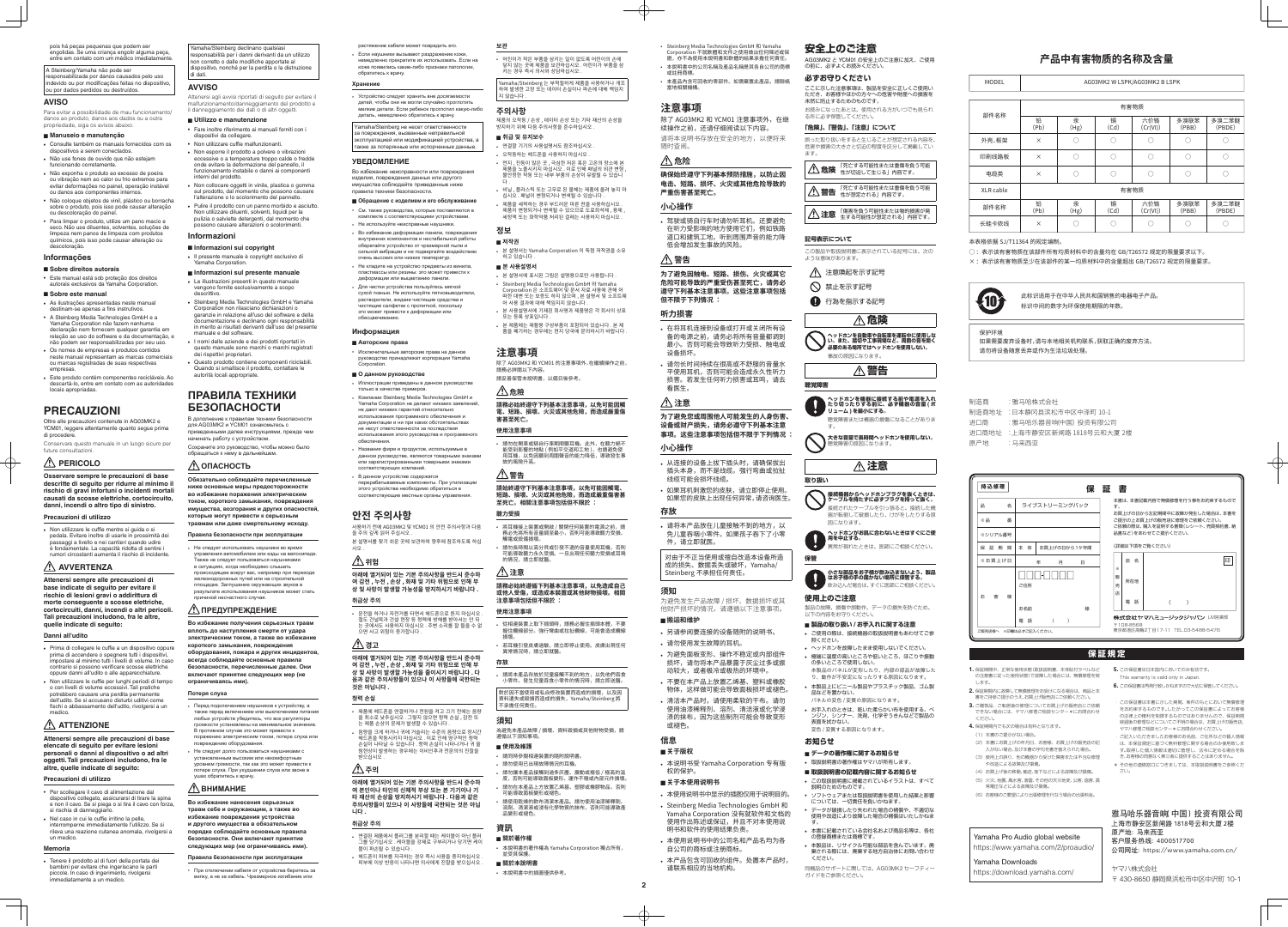pois há peças pequenas que podem ser engolidas. Se uma criança engolir alguma peça, entre em contato com um médico imediatamente.

A Steinberg/Yamaha não pode ser responsabilizada por danos causados pelo uso indevido ou por modificações feitas no dispositivo, ou por dados perdidos ou destruídos.

## AVISO

Para evitar a possibilidade de mau funcionamento/danos ao produto, danos aos dados ou a outra propriedade, siga os avisos abaixo.

### ■ Manuseio e manutenção

- Consulte também os manuais fornecidos com os dispositivos a serem conectados.
- Não use fones de ouvido que não estejam funcionando corretamente.
- Não exponha o produto ao excesso de poeira ou vibração nem ao calor ou frio extremos para evitar deformações no painel, operação instável ou danos aos componentes internos.
- Não coloque objetos de vinil, plástico ou borracha sobre o produto, pois isso pode causar alteração ou descoloração do painel.
- Para limpar o produto, utilize um pano macio e seco. Não use diluentes, solventes, soluções de limpeza nem panos de limpeza com produtos químicos, pois isso pode causar alteração ou descoloração.

## Informações

### ■ Sobre direitos autorais

- Este manual está sob proteção dos direitos autorais exclusivos da Yamaha Corporation.

### ■ Sobre este manual

- As ilustrações apresentadas neste manual destinam-se apenas a fins instrutivos.
- A Steinberg Media Technologies GmbH e a Yamaha Corporation não fazem nenhuma declaração nem fornecem qualquer garantia em relação ao uso do software e da documentação, e não podem ser responsabilizadas por seu uso.
- Os nomes de empresas e produtos contidos neste manual representam as marcas comerciais ou marcas registradas de suas respectivas empresas.
- Este produto contém componentes recicláveis. Ao descartá-lo, entre em contato com as autoridades locais apropriadas.

# PRECAUZIONI

Oltre alle precauzioni contenute in AG03MK2 e YCM01, leggere attentamente quanto segue prima di procedere.

Conservare questo manuale in un luogo sicuro per future consultazioni.

## ⚠ PERICOLO

**Osservare sempre le precauzioni di base descritte di seguito per ridurre al minimo il rischio di gravi infortuni o incidenti mortali causati da scosse elettriche, cortocircuito, danni, incendi o altro tipo di sinistro.**

### Precauzioni di utilizzo

- Non utilizzare le cuffie mentre si guida o si pedala. Evitare inoltre di usarle in prossimità dei passaggi a livello o nei cantieri quando udire è fondamentale. La capacità ridotta di sentire i rumori circostanti aumenta il rischio di incidente.

## ⚠ AVVERTENZA

**Attenersi sempre alle precauzioni di base indicate di seguito per evitare il rischio di lesioni gravi o addirittura di morte conseguente a scosse elettriche, cortocircuiti, danni, incendi o altri pericoli. Tali precauzioni includono, fra le altre, quelle indicate di seguito:**

### Danni all'udito

- Prima di collegare le cuffie a un dispositivo oppure prima di accendere o spegnere tutti i dispositivi, impostare al minimo tutti i livelli di volume. In caso contrario si possono verificare scosse elettriche oppure danni all'udito o alle apparecchiature.
- Non utilizzare le cuffie per lunghi periodi di tempo o con livelli di volume eccessivi. Tali pratiche potrebbero causare una perdita permanente dell'udito. Se si accusano disturbi uditivi come fischi o abbassamento dell'udito, rivolgersi a un medico.

## ⚠ ATTENZIONE

**Attenersi sempre alle precauzioni di base elencate di seguito per evitare lesioni personali o danni al dispositivo o ad altri oggetti. Tali precauzioni includono, fra le altre, quelle indicate di seguito:**

### Precauzioni di utilizzo

- Per scollegare il cavo di alimentazione dal dispositivo collegato, assicurarsi di tirare la spina e non il cavo. Se si piega o si tira il cavo con forza, si rischia di danneggiarlo.
- Nel caso in cui le cuffie irritino la pelle, interromperne immediatamente l'utilizzo. Se si rileva una reazione cutanea anomala, rivolgersi a un medico.

### Memoria

- Tenere il prodotto al di fuori della portata dei bambini per evitare che ingeriscano le parti piccole. In caso di ingerimento, rivolgersi immediatamente a un medico.

Yamaha/Steinberg declinano qualsiasi responsabilità per i danni derivanti da un utilizzo non corretto o dalle modifiche apportate al dispositivo, nonché per la perdita o la distruzione di dati.

## AVVISO

Attenersi agli avvisi riportati di seguito per evitare il malfunzionamento/danneggiamento del prodotto e il danneggiamento dei dati o di altri oggetti.

### ■ Utilizzo e manutenzione

- Fare inoltre riferimento ai manuali forniti con i dispositivi da collegare.
- Non utilizzare cuffie malfunzionanti.
- Non esporre il prodotto a polvere o vibrazioni eccessive o a temperature troppo calde o fredde onde evitare la deformazione del pannello, il funzionamento instabile o danni ai componenti interni del prodotto.
- Non collocare oggetti in vinile, plastica o gomma sul prodotto, dal momento che potrebbero causare l'alterazione o lo scolorimento del pannello.
- Pulire il prodotto con un panno morbido e asciutto. Non utilizzare diluenti, solventi, liquidi per la pulizia o salviette detergenti, dal momento che possono causare alterazioni o scolorimento.

## Informazioni

### ■ Informazioni sul copyright

- Il presente manuale è copyright esclusivo di Yamaha Corporation.

### ■ Informazioni sul presente manuale

- Le illustrazioni presenti in questo manuale vengono fornite esclusivamente a scopo descrittivo.
- Steinberg Media Technologies GmbH e Yamaha Corporation non rilasciano dichiarazioni o garanzie in relazione all'uso del software e della documentazione e declinano ogni responsabilità in merito ai risultati derivanti dall'uso del presente manuale e del software.
- I nomi delle aziende e dei prodotti riportati in questo manuale sono marchi o marchi registrati dei rispettivi proprietari.
- Questo prodotto contiene componenti riciclabili. Quando si smaltisce il prodotto, contattare le autorità locali appropriate.

# ПРАВИЛА ТЕХНИКИ БЕЗОПАСНОСТИ

В дополнение к правилам техники безопасности для AG03MK2 и YCM01 ознакомьтесь с приведенными далее инструкциями, прежде чем начинать работу с устройством.

Сохраните это руководство, чтобы можно было обращаться к нему в дальнейшем.

## ⚠ ОПАСНОСТЬ

**Обязательно соблюдайте перечисленные ниже основные меры предосторожности во избежание поражения электрическим током, короткого замыкания, повреждения имущества, возгорания и других опасностей, которые могут привести к серьезным травмам или даже смертельному исходу.**

### Правила безопасности при эксплуатации

- Не следует использовать наушники во время управления автомобилем или езды на велосипеде. Также не следует пользоваться наушниками в ситуациях, когда необходимо слышать происходящее вокруг вас, например при переходе железнодорожных путей или на строительной площадке. Затрудненное восприятие звуков в результате использования наушников может стать причиной несчастного случая.

## ⚠ ПРЕДУПРЕЖДЕНИЕ

**Во избежание получения серьезных травм вплоть до наступления смерти от удара электрическим током, а также во избежание короткого замыкания, повреждения оборудования, пожара и других инцидентов, всегда соблюдайте основные правила безопасности, перечисленные далее. Они включают принятие следующих мер (не ограничиваясь ими).**

### Потеря слуха

- Перед подключением наушников к устройству, а также перед включением или выключением питания любых устройств убедитесь, что все регуляторы громкости установлены на минимальное значение. В противном случае это может привести к поражению электрическим током, потере слуха или повреждению оборудования.
- Не следует долго пользоваться наушниками с установленным высоким или некомфортным уровнем громкости, так как это может привести к потере слуха. При ухудшении слуха или звоне в ушах обратитесь к врачу.

## ⚠ ВНИМАНИЕ

**Во избежание нанесения серьезных травм себе и окружающим, а также во избежание повреждения устройства и другого имущества в обязательном порядке соблюдайте основные правила безопасности. Они включают принятие следующих мер (не ограничиваясь ими).**

### Правила безопасности при эксплуатации

- При отключении кабеля от устройства беритесь за вилку, а не за кабель. Чрезмерное изгибание или растяжение кабеля может повредить его.
- Если наушники вызывают раздражение кожи, немедленно прекратите их использовать. Если на коже появились какие-либо признаки патологии, обратитесь к врачу.

### Хранение

- Устройство следует хранить вне досягаемости детей, чтобы они не могли случайно проглотить мелкие детали. Если ребенок проглотил какую-либо деталь, немедленно обратитесь к врачу.

Yamaha/Steinberg не несет ответственности за повреждения, вызванные неправильной эксплуатацией или модификацией устройства, а также за потерянные или испорченные данные.

## УВЕДОМЛЕНИЕ

Во избежание неисправности или повреждения изделия, повреждения данных или другого имущества соблюдайте приведенные ниже правила техники безопасности.

### ■ Обращение с изделием и его обслуживание

- См. также руководства, которые поставляются в комплекте с соответствующими устройствами.
- Не используйте неисправные наушники.
- Во избежание деформации панели, повреждения внутренних компонентов и нестабильной работы оберегайте устройство от чрезмерной пыли и сильной вибрации и не подвергайте воздействию очень высоких или низких температур.
- Не кладите на устройство предметы из винила, пластмассы или резины: это может привести к деформации или выцветанию панели.
- Для чистки устройства пользуйтесь мягкой сухой тканью. Не используйте пятновыводители, растворители, жидкие чистящие средства и чистящие салфетки с пропиткой, поскольку это может привести к деформации или обесцвечиванию.

## Информация

### ■ Авторские права

- Исключительные авторские права на данное руководство принадлежат корпорации Yamaha Corporation.

### ■ О данном руководстве

- Иллюстрации приведены в данном руководстве только в качестве примеров.
- Компании Steinberg Media Technologies GmbH и Yamaha Corporation не делают никаких заявлений, не дают никаких гарантий относительно использования программного обеспечения и документации и ни при каких обстоятельствах не несут ответственности за последствия использования этого руководства и программного обеспечения.
- Названия фирм и продуктов, используемые в данном руководстве, являются товарными знаками или зарегистрированными товарными знаками соответствующих компаний.
- В данном устройстве содержатся перерабатываемые компоненты. При утилизации этого устройства необходимо обратиться в соответствующие местные органы управления.

# 안전 주의사항

사용하기 전에 AG03MK2 및 YCM01 의 안전 주의사항과 다음을 주의 깊게 읽어 주십시오.

본 설명서를 찾기 쉬운 곳에 보관하여 향후에 참조하도록 하십시오.

## ⚠ 위험

**아래에 열거되어 있는 기본 주의사항을 반드시 준수하여 감전, 누전, 손상, 화재 및 기타 위험으로 인해 부상 및 사망이 발생할 가능성을 방지하시기 바랍니다.**

### 취급상 주의

- 운전을 하거나 자전거를 타면서 헤드폰으로 듣지 마십시오. 청도 건널목과 건설 현장 등 반드시 주변에 주의를 기울여야 하는 곳에서도 사용하지 마십시오. 주변 소리를 잘 들을 수 없으면 사고 위험이 증가합니다.

## ⚠ 경고

**아래에 열거되어 있는 기본 주의사항을 반드시 준수하여 감전, 누전, 손상, 화재 및 기타 위험으로 인해 부상 및 사망이 발생할 가능성을 방지하시기 바랍니다. 다음과 같은 주의사항들이 있으나 이 사항들에 국한되는 것은 아닙니다.**

### 청력 손실

- 헤드폰을 연결하거나 전원을 켜고 끄기 전에는 항상 볼륨을 최소로 낮추십시오. 그렇지 않으면 감전, 손실, 장비 손상이 발생할 수 있습니다.
- 헤드폰을 높은 볼륨으로 장시간 사용하지 마십시오. 영구적 청각 손상을 입을 수 있습니다. 청력 손실이 나타나거나 귀가 울리는 경우에는 의사와 상담하십시오.

## ⚠ 주의

**아래에 열거되어 있는 기본 주의사항을 반드시 준수하여 본인이나 타인의 신체적 부상 또는 본 기기이나 기타 재산의 손상을 방지하시기 바랍니다. 다음과 같은 주의사항들이 있으나 이 사항들에 국한되는 것은 아닙니다.**

### 취급상 주의

- 연결된 제품에서 플러그를 분리할 때는 케이블이 아닌 플러그를 당기십시오. 케이블을 강제로 구부리거나 당기면 케이블이 파손될 수 있습니다.
- 헤드폰이 피부를 자극하는 경우 즉시 사용을 중지하십시오. 피부에 이상 반응이 나타나면 의사에게 진찰을 받으십시오.

### 보관

- 어린이가 작은 부품을 삼키는 일이 없도록 어린이의 손에 닿지 않는 곳에 제품을 보관하십시오. 어린이가 부품을 삼키는 경우 즉시 의사와 상담하십시오.

Yamaha/Steinberg 는 부적절하게 제품을 사용하거나 개조하여 발생한 고장 또는 데이터 손실이나 파손에 대해 책임지지 않습니다.

## 주의사항

제품의 오작동 / 손상, 데이터 손상 또는 기타 재산의 손상을 방지하기 위해 다음 주의사항을 준수하십시오.

### ■ 취급 및 유지보수

- 연결할 기기의 설명서도 참조하십시오.
- 오작동하는 헤드폰을 사용하지 마십시오.
- 먼지, 진동이 많은 곳, 극심한 저온 혹은 고온의 장소에 본 제품을 두지 마십시오. 이로 인해 패널의 외관 변형, 불안정한 작동 또는 내부 부품의 손상이 유발될 수 있습니다.
- 비닐, 플라스틱 또는 고무로 된 물체는 제품에 올려 놓지 마십시오. 패널의 변형이거나 변색될 수 있습니다.
- 제품을 세척하는 경우 부드러운 마른 천을 사용하십시오. 페인트 변형제거나 변색될 수 있으므로 도료희석제, 용제, 세정액 또는 화학약품 처리된 걸레는 사용하지 마십시오.

## 정보

### ■ 저작권

- 본 설명서는 Yamaha Corporation 이 독점 저작권을 소유하고 있습니다.

### ■ 본 사용설명서

- 본 설명서에 표시된 그림은 설명용으로만 사용됩니다.
- Steinberg Media Technologies GmbH 와 Yamaha Corporation 은 소프트웨어 및 문서 자료 사용에 관해 어떠한 대한 보증 없으며 본 설명서 및 소프트웨어 사용 결과에 대해 책임지지 않습니다.
- 본 사용설명서에 기재된 회사명과 제품명은 각 회사의 상표 또는 등록 상표입니다.
- 본 제품에는 재활용 가능부품이 포함되어 있습니다. 본 제품을 폐기하려는 경우에는 해당 지역 당국에 문의하시기 바랍니다.

# 注意事项

除了 AG03MK2 和 YCM01 的注意事项外，在继续操作之前，请仔细阅读以下内容。

请妥善保管本说明书，以便日后参考。

## ⚠ 危险

**请務必始終遵守下列基本注意事項，以免可能因觸電、短路、損壞、火災或其他危險，而造成嚴重傷害甚至死亡。**

### 使用注意事項

- 請勿在駕車或騎自行車時聆聽耳機。此外，在聽力極不能受到影響的地點（例如平交道和工地），也請避免使用耳機。以免因聽到周圍聲音的能力降低，導致發生事故的風險升高。

## ⚠ 警告

**請務必始終遵守下列基本注意事項，以免可能因觸電、短路、損壞、火災或其他危險，而造成嚴重傷害甚至死亡。這些注意事項包括但不限於：**

### 聽力受損

- 將耳機接上裝置或開啟 / 關閉任何裝置的電源之前，請務必先將所有音量調至最小。否則可能導致觸電、聽力受損或設備損壞。
- 請勿長時間以高分貝或引發不適的音量使用耳機，否則可能導致聽力永久受損。一旦出現任何聽力受損或耳鳴的情況，請立即就醫。

## ⚠ 注意

**請務必始終遵守下列基本注意事項，以免造成自己或他人受傷，或造成本裝置或其他財物損壞。這些注意事項包括但不限於：**

### 使用注意事項

- 從連接的裝置上拔下纜線時，請務必握住插頭拔下，切勿拉扯纜線。強行彎曲或拉扯纜線可能會導致損壞。
- 如耳機引發皮膚過敏，請立即停止使用。皮膚出現任何異常情況時，請就醫。

### 存放

- 請將本產品放在兒童接觸不到的地方，以免兒童誤吞小零件。如果孩子誤吞下小零件，請立即就醫。

對於因不當使用或擅自改造本產品而造成的損失、資料遺失或損毀，Yamaha/Steinberg 不承擔任何責任。

## 須知

為避免本產品故障 / 損壞、資料損壞或其他財物損壞，請遵循以下須知事項。

### ■ 使用及維護

- 請同時參閱連接裝置的說明書。
- 請勿使用已出現故障情況的耳機。
- 請勿讓本產品暴露在過多灰塵、震動或極低 / 極高的溫度，否則可能導致面板變形、運作不穩定或內部元件損壞。
- 請勿在本產品上方放置乙烯基、塑膠或橡膠物品，否則可能導致面板變形或褪色。
- 請使用柔軟的乾布清潔本產品。請勿使用油漆稀釋劑、溶劑、清潔液或浸有化學物質的抹布，否則可能導致面板變形或褪色。

## 資訊

### ■ 關於著作權

- 本說明書的著作權為 Yamaha Corporation 獨占所有，並受其保護。

### ■ 關於本說明書

- 本說明書中的插圖僅供參考。
- Steinberg Media Technologies GmbH 和 Yamaha Corporation 不就軟體和文件之使用做出任何陳述或保證，亦不為使用本說明書和軟體的結果承擔任何責任。
- 本說明書中的公司名稱及產品名稱是其各自公司的商標或註冊商標。
- 本產品含有可回收的零件。如需廢棄本產品，請聯絡當地相關機構。

# 注意事项

除了 AG03MK2 和 YCM01 的注意事项外，在继续操作之前，还请仔细阅读以下内容。

请将本说明书存放在安全的地方，以便将来随时查阅。

## ⚠ 危险

**确保始终遵守下列基本预防措施，以防止因电击、短路、损坏、火灾或其他危险而导致的严重伤害甚至死亡。**

### 小心操作

- 驾驶或骑自行车时请勿听耳机。还要避免在听力受影响的地方使用它们，例如铁路道口和建筑工地。听到周围声音的能力降低会增加发生事故的风险。

## ⚠ 警告

**为了避免因触电、短路、损伤、火灾或其它危险可能导致的严重受伤甚至死亡，请务必遵守下列基本注意事项。这些注意事项包括但不限于下列情况：**

### 听力损害

- 在将耳机连接到设备或打开或关闭任何设备的电源之前，请务必将所有音量调至最小。否则可能会导致听力损失、触电或设备损坏。
- 请勿长时间持续在很高或不舒服的音量水平使用耳机，否则可能会造成永久性听力损害。若发生任何听力损害或耳鸣，请去看医生。

## ⚠ 注意

**为了避免您或周围他人可能发生的人身伤害、设备或财产损失，请务必遵守下列基本注意事项。这些注意事项包括但不限于下列情况：**

### 小心操作

- 从连接的设备上拔下插头时，请务必握住插头本身，而不是线缆。强行弯曲或拉扯线缆可能会损坏线缆。
- 如果耳机刺激您的皮肤，请立即停止使用。如果您的皮肤上出现任何异常情况，请咨询医生。

### 存放

- 请将本产品放在儿童接触不到的地方，以免儿童误吞小零件。如果孩子吞下了小零件，请立即就医。

对由于不正当使用或擅自改造本设备所造成的损失、数据丢失或破坏，Yamaha/Steinberg 不承担任何责任。

## 须知

为避免本产品发生故障 / 损坏、数据损坏或其他财产损坏，请遵循以下须知。

### ■ 搬运和维护

- 另请参阅要连接的设备随附的说明书。
- 请勿使用发生故障的耳机。
- 为避免面板变形、操作不稳定或内部组件损坏，请勿将本产品暴露于灰尘过多或振动较大、或者极冷或极热的环境中。
- 不要在本产品上放置乙烯基、塑料或橡胶物体，这样做可能会导致面板损坏或变色。
- 清洁本产品时，请使用柔软的干布。请勿使用油漆稀释剂、溶剂、清洁液或化学浸渍抹布，因为这些制剂可能会导致变形或褪色。

## 信息

### ■ 关于版权

- 本说明书版权归 Yamaha Corporation 专有版权所有。

### ■ 关于本使用说明书

- 本使用说明书中显示的插图仅用于说明目的。
- Steinberg Media Technologies GmbH 和 Yamaha Corporation 没有就软件和文档的使用作出陈述或保证，并且不对本使用说明书和软件的使用结果负责。
- 本使用说明书中的公司名和产品名为各自公司的商标或注册商标。
- 本产品包含可回收的组件。处置本产品时，请联系相应的当地机构。

# 安全上のご注意

AG03MK2 と YCM01 の安全上のご注意に加えて、ご使用の前に、必ずよくお読みください。

## 必ずお守りください

ここに示した注意事項は、製品を安全に正しくご使用いただき、お客様や他の方々への危害や財産への損害を未然に防止するためのものです。

お読みになったあとは、使用される方がいつでも見られる所に必ず保管してください。

### 「危険」「警告」「注意」について

誤った取り扱いをすると生じることが想定される内容を、危害や損害の大きさと切迫の程度を区分して掲載しています。

| | |
|---|---|
| ⚠ 危険 | 「死亡する可能性または重傷を負う可能性が切迫して生じる」内容です。 |
| ⚠ 警告 | 「死亡する可能性または重傷を負う可能性が想定される」内容です。 |
| ⚠ 注意 | 「軽傷を負う可能性または物的損害が発生する可能性が想定される」内容です。 |

### 記号表示について

この製品や取扱説明書に表示されている記号には、次のような意味があります。

- 注意喚起を示す記号
- 禁止を示す記号
- 行為を指示する記号

## ⚠ 危険

**ヘッドホンを自動車や自転車の運転中に使用しない。また、踏切や工事現場など、周囲の音を聞く必要のある場所ではヘッドホンを使用しない。**

事故の原因になります。

## ⚠ 警告

### 聴覚障害

**ヘッドホンを機器に接続する前や電源を入れたり切ったりする前に、必ず機器の音量（ボリューム）を最小にする。**

聴覚障害または機器の損傷の原因になることがあります。

**大きな音量で長時間ヘッドホンを使用しない。**

聴覚障害の原因になります。

## ⚠ 注意

### 取り扱い

**接続機器からヘッドホンプラグを抜くときは、ケーブルを持たずに必ずプラグを持って抜く。**

接続されたケーブルを引っ張ると、接続した機器が転倒して破損したり、けがをしたりする原因になります。

**ヘッドホンがお肌に合わないときはすぐに使用を中止する。**

異常が見られたときは、医師にご相談ください。

### 保管

**小さな部品をお子様の飲み込まないよう、製品はお子様の手の届かない場所に保管する。**

飲み込んだ場合は、すぐに医師にご相談ください。

## 使用上のご注意

製品の故障、損傷や誤動作、データの損失を防ぐため、以下の内容をお守りください。

### ■ 製品の取り扱い / お手入れに関する注意

- ご使用の際は、接続機器の取扱説明書もあわせてご参照ください。
- ヘッドホンが故障したまま使用しないでください。
- 極端に温度の高いところや低いところ、ほこりや振動の多いところで使用しない。
  本製品のパネルが変形したり、内部の部品が故障したり、動作が不安定になったりする原因になります。
- 本製品上にビニール製品やプラスチック製品、ゴム製品などを置かない。
  パネルの変色 / 変質の原因になります。
- お手入れのときは、乾いた柔らかい布を使用する。ベンジン、シンナー、洗剤、化学ぞうきんなどで製品の表面を拭かない。
  変色 / 変質の原因になります。

## お知らせ

### ■ データの著作権に関するお知らせ

- 取扱説明書の著作権はヤマハが所有します。

### ■ 取扱説明書の記載内容に関するお知らせ

- この取扱説明書に掲載されているイラストは、すべて説明のためのものです。
- ソフトウェアまたは取扱説明書を使用した結果とその影響については、一切責任を負いかねます。
- データが破損したり失われた場合の補償や、不適切な使用や改造により故障した場合の修理はいたしかねます。
- 本書に記載されている会社名および商品名等は、各社の登録商標または商標です。
- 本製品は、リサイクル可能な部品を含んでいます。廃棄される際には、廃棄する地方自治体にお問い合わせください。

同梱品のサポートに関しては、AG03MK2 セーフティーガイドをご参照ください。

# 产品中有害物质的名称及含量

| MODEL | AG03MK2 W LSPK/AG03MK2 B LSPK | | | | | |
|---|---|---|---|---|---|---|
| 部件名称 | 有害物质 | | | | | |
| | 铅 (Pb) | 汞 (Hg) | 镉 (Cd) | 六价铬 (Cr(VI)) | 多溴联苯 (PBB) | 多溴二苯醚 (PBDE) |
| 外壳、框架 | × | ○ | ○ | ○ | ○ | ○ |
| 印刷线路板 | × | ○ | ○ | ○ | ○ | ○ |
| 电缆类 | × | ○ | ○ | ○ | ○ | ○ |
| XLR cable | 有害物质 | | | | | |
| 部件名称 | 铅 (Pb) | 汞 (Hg) | 镉 (Cd) | 六价铬 (Cr(VI)) | 多溴联苯 (PBB) | 多溴二苯醚 (PBDE) |
| 长线卡收线 | × | ○ | ○ | ○ | ○ | ○ |

本表格依据 SJ/T11364 的规定编制。

○：表示该有害物质在该部件所有均质材料中的含量均在 GB/T26572 规定的限量要求以下。

×：表示该有害物质至少在该部件的某一均质材料中的含量超出 GB/T26572 规定的限量要求。

此标识适用于在中华人民共和国销售的电器电子产品。标识中间的数字为环保使用期限的年数。

保护环境

如果需要废弃设备时，请与本地相关机构联系，获取正确的废弃方法。请勿将设备随意丢弃或作为生活垃圾处理。

制造商　　：雅马哈株式会社

制造商地址：日本静冈县滨松市中区中泽町 10-1

进口商　　：雅马哈乐器音响(中国) 投资有限公司

进口商地址：上海市静安区新闸路 1818 号云和大厦 2 楼

原产地　　：马来西亚

## 保 証 書

| | | | |
|---|---|---|---|
| 持込修理 | | | |
| 品　名 | ライブストリーミングパック | | |
| ※品　番 | | | |
| ※シリアル番号 | | | |
| 保証期間 | 本体 | お買上げの日から1年 | |
| ※お買上げ日 | 年　月　日 | | |
| お客様 | ご住所 〒 | | |
| | お名前　　　　様 | | |
| | 電話（　　） | | |

本書は、本書記載内容で無償修理を行うことをお約束するものです。お買上げの日から左記期間中に故障が発生した場合は、本書をご提示のうえお買上げの販売店に修理をご依頼ください。ご依頼の際は、購入を証明する書類（レシート、売買契約書、納品書など）をあわせてご提示ください。

(詳細は下項をご覧ください)

| | |
|---|---|
| ※販売店 | 店名 |
| | 所在地 |
| | 電話（　　） |

ご販売店様へ　※印欄は必ずご記入ください。

株式会社ヤマハミュージックジャパン LM営業部

〒108-8568 東京都港区高輪2丁目17-11 TEL.03-5488-5476

## 保証規定

1. 保証期間中、正常な使用状態（取扱説明書、本体貼付ラベルなどの注意書きに従った使用状態）で故障した場合には、無償修理を致します。
2. 保証期間内に故障して無償修理をお受けになる場合は、商品と本書をご持参ご提示のうえ、お買上げ販売店にご依頼ください。
3. ご贈答品、ご家庭用の修理についてお買上げの販売店にご依頼できない場合には、ヤマハ修理ご相談センターにお問合わせください。
4. 保証期間内でも次の場合は有料となります。
   (1) 本書のご提示がない場合。
   (2) 本書にお買上げの年月日、お客様、お買上げの販売店の記入がない場合、及び本書の字句を書き換えられた場合。
   (3) 使用上の誤り、他の機器から受けた障害または不当な修理や改造による故障及び損傷。
   (4) お買上げ後の移動、輸送、落下などによる故障及び損傷。
   (5) 火災、地震、風水害、落雷、その他の天災地変、公害、塩害、異常電圧などによる故障及び損傷。
   (6) 消耗部品の交換 / 消耗により故障が発生する場合の故障及び損傷。
5. この保証書は日本国内においてのみ有効です。
   This warranty is valid only in Japan.
6. この保証書は再発行致しませんので紛失しないよう大切に保管してください。

＊この保証書は本書に示した期間、条件のもとにおいて無償修理をお約束するものです。したがってこの保証書によってお客様の法律上の権利を制限するものではありませんので、保証期間経過後の修理などについてご不明の場合は、お買上げの販売店、ヤマハ修理ご相談センターにお問合わせください。

ご記入いただきましたお客様の個人情報は、ご依頼をお受けしたお客様ご自身へのご連絡の目的のために利用させていただきます。なお、個人情報は適切に管理し、法令に定める場合を除き、お客様の同意なく第三者に提供することはありません。

＊その他の保障期間について詳しくは、本保証書記載をご参照ください。

Yamaha Pro Audio global website

https://www.yamaha.com/2/proaudio/

Yamaha Downloads

https://download.yamaha.com/

雅马哈乐器音响 (中国) 投资有限公司

上海市静安区新闸路 1818 号云和大厦 2 楼

客户服务热线：4000517700

公司网址：https://www.yamaha.com.cn/

ヤマハ株式会社

〒430-8650 静岡県浜松市中区中沢町 10-1